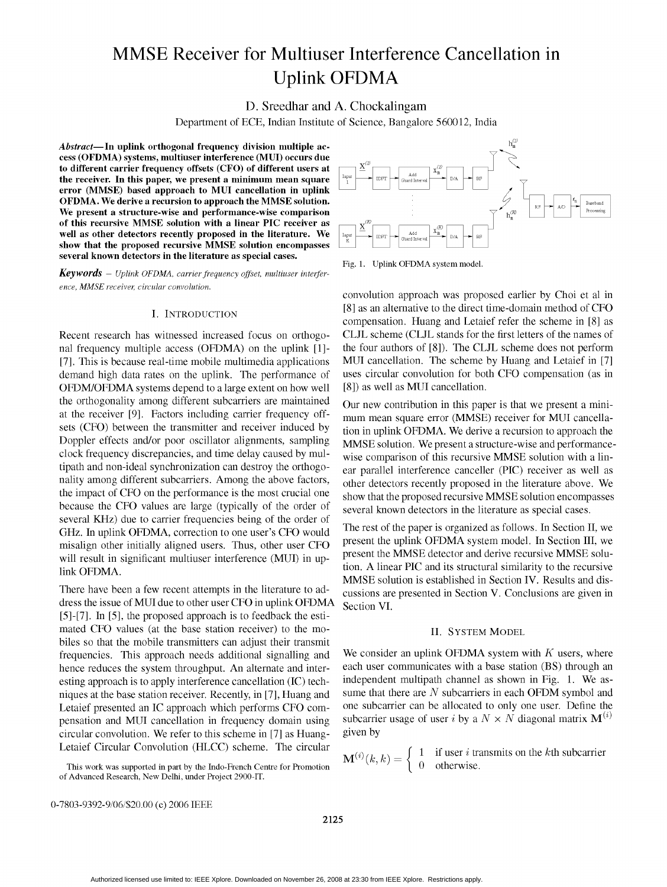# MMSE Receiver for Multiuser Interference Cancellation in Uplink OFDMA

D. Sreedhar and A. Chockalingam

Department of ECE, Indian Institute of Science, Bangalore 560012, India

***Abstract*— In uplink orthogonal frequency division multiple access (OFDMA) systems, multiuser interference (MUI) occurs due to different carrier frequency offsets (CFO) of different users at the receiver. In this paper, we present a minimum mean square error (MMSE) based approach to MUI cancellation in uplink OFDMA. We derive a recursion to approach the MMSE solution. We present a structure-wise and performance-wise comparison of this recursive MMSE solution with a linear PIC receiver as well as other detectors recently proposed in the literature. We show that the proposed recursive MMSE solution encompasses several known detectors in the literature as special cases.**

***Keywords*** – *Uplink OFDMA, carrier frequency offset, multiuser interference, MMSE receiver, circular convolution.*

## I. Introduction

Recent research has witnessed increased focus on orthogonal frequency multiple access (OFDMA) on the uplink [1]-[7]. This is because real-time mobile multimedia applications demand high data rates on the uplink. The performance of OFDM/OFDMA systems depend to a large extent on how well the orthogonality among different subcarriers are maintained at the receiver [9]. Factors including carrier frequency offsets (CFO) between the transmitter and receiver induced by Doppler effects and/or poor oscillator alignments, sampling clock frequency discrepancies, and time delay caused by multipath and non-ideal synchronization can destroy the orthogonality among different subcarriers. Among the above factors, the impact of CFO on the performance is the most crucial one because the CFO values are large (typically of the order of several KHz) due to carrier frequencies being of the order of GHz. In uplink OFDMA, correction to one user's CFO would misalign other initially aligned users. Thus, other user CFO will result in significant multiuser interference (MUI) in uplink OFDMA.

There have been a few recent attempts in the literature to address the issue of MUI due to other user CFO in uplink OFDMA [5]-[7]. In [5], the proposed approach is to feedback the estimated CFO values (at the base station receiver) to the mobiles so that the mobile transmitters can adjust their transmit frequencies. This approach needs additional signalling and hence reduces the system throughput. An alternate and interesting approach is to apply interference cancellation (IC) techniques at the base station receiver. Recently, in [7], Huang and Letaief presented an IC approach which performs CFO compensation and MUI cancellation in frequency domain using circular convolution. We refer to this scheme in [7] as Huang-Letaief Circular Convolution (HLCC) scheme. The circular convolution approach was proposed earlier by Choi et al in [8] as an alternative to the direct time-domain method of CFO compensation. Huang and Letaief refer the scheme in [8] as CLJL scheme (CLJL stands for the first letters of the names of the four authors of [8]). The CLJL scheme does not perform MUI cancellation. The scheme by Huang and Letaief in [7] uses circular convolution for both CFO compensation (as in [8]) as well as MUI cancellation.

Our new contribution in this paper is that we present a minimum mean square error (MMSE) receiver for MUI cancellation in uplink OFDMA. We derive a recursion to approach the MMSE solution. We present a structure-wise and performance-wise comparison of this recursive MMSE solution with a linear parallel interference canceller (PIC) receiver as well as other detectors recently proposed in the literature above. We show that the proposed recursive MMSE solution encompasses several known detectors in the literature as special cases.

The rest of the paper is organized as follows. In Section II, we present the uplink OFDMA system model. In Section III, we present the MMSE detector and derive recursive MMSE solution. A linear PIC and its structural similarity to the recursive MMSE solution is established in Section IV. Results and discussions are presented in Section V. Conclusions are given in Section VI.

Input 1
$\underline{X}^{(1)}$
IDFT
Add Guard Interval
$x_n^{(1)}$
D/A
RF
$h_n^{(1)}$
Input K
$\underline{X}^{(K)}$
IDFT
Add Guard Interval
$x_n^{(K)}$
D/A
RF
$h_n^{(K)}$
RF
A/D
$r_n$
Baseband Processing

Fig. 1. Uplink OFDMA system model.

## II. System Model

We consider an uplink OFDMA system with $K$ users, where each user communicates with a base station (BS) through an independent multipath channel as shown in Fig. 1. We assume that there are $N$ subcarriers in each OFDM symbol and one subcarrier can be allocated to only one user. Define the subcarrier usage of user $i$ by a $N \times N$ diagonal matrix $\mathbf{M}^{(i)}$ given by

$$\mathbf{M}^{(i)}(k,k) = \begin{cases} 1 & \text{if user } i \text{ transmits on the } k\text{th subcarrier} \\ 0 & \text{otherwise.} \end{cases}$$

This work was supported in part by the Indo-French Centre for Promotion of Advanced Research, New Delhi, under Project 2900-IT.

0-7803-9392-9/06/$20.00 (c) 2006 IEEE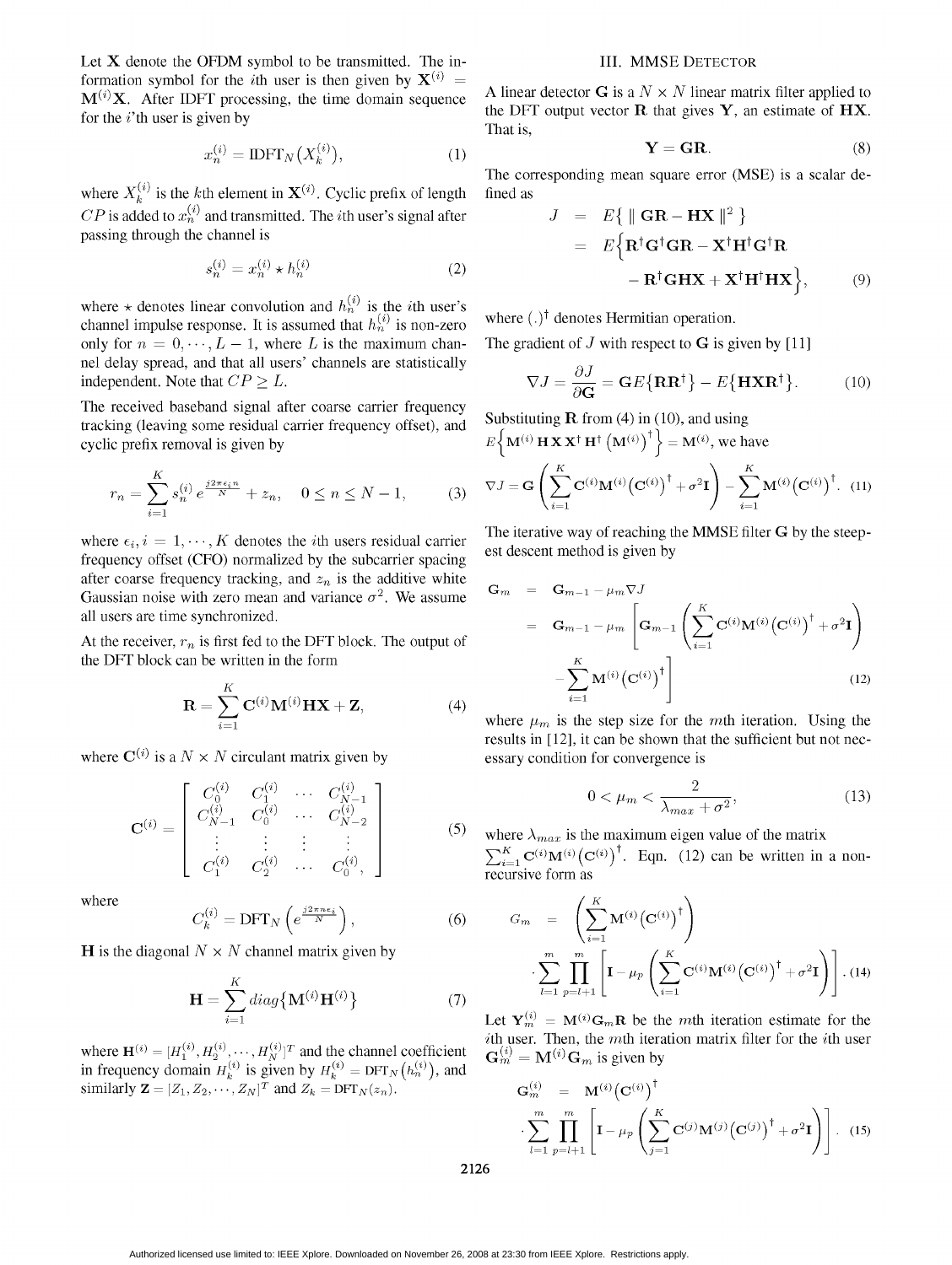Let $\mathbf{X}$ denote the OFDM symbol to be transmitted. The information symbol for the $i$th user is then given by $\mathbf{X}^{(i)} = \mathbf{M}^{(i)}\mathbf{X}$. After IDFT processing, the time domain sequence for the $i$'th user is given by

$$x_n^{(i)} = \text{IDFT}_N\big(X_k^{(i)}\big), \tag{1}$$

where $X_k^{(i)}$ is the $k$th element in $\mathbf{X}^{(i)}$. Cyclic prefix of length $CP$ is added to $x_n^{(i)}$ and transmitted. The $i$th user's signal after passing through the channel is

$$s_n^{(i)} = x_n^{(i)} \star h_n^{(i)} \tag{2}$$

where $\star$ denotes linear convolution and $h_n^{(i)}$ is the $i$th user's channel impulse response. It is assumed that $h_n^{(i)}$ is non-zero only for $n = 0, \cdots, L-1$, where $L$ is the maximum channel delay spread, and that all users' channels are statistically independent. Note that $CP \geq L$.

The received baseband signal after coarse carrier frequency tracking (leaving some residual carrier frequency offset), and cyclic prefix removal is given by

$$r_n = \sum_{i=1}^{K} s_n^{(i)}\, e^{\frac{j2\pi\epsilon_i n}{N}} + z_n, \quad 0 \leq n \leq N-1, \tag{3}$$

where $\epsilon_i, i = 1, \cdots, K$ denotes the $i$th users residual carrier frequency offset (CFO) normalized by the subcarrier spacing after coarse frequency tracking, and $z_n$ is the additive white Gaussian noise with zero mean and variance $\sigma^2$. We assume all users are time synchronized.

At the receiver, $r_n$ is first fed to the DFT block. The output of the DFT block can be written in the form

$$\mathbf{R} = \sum_{i=1}^{K} \mathbf{C}^{(i)}\mathbf{M}^{(i)}\mathbf{H}\mathbf{X} + \mathbf{Z}, \tag{4}$$

where $\mathbf{C}^{(i)}$ is a $N \times N$ circulant matrix given by

$$\mathbf{C}^{(i)} = \begin{bmatrix} C_0^{(i)} & C_1^{(i)} & \cdots & C_{N-1}^{(i)} \\ C_{N-1}^{(i)} & C_0^{(i)} & \cdots & C_{N-2}^{(i)} \\ \vdots & \vdots & \vdots & \vdots \\ C_1^{(i)} & C_2^{(i)} & \cdots & C_0^{(i)}, \end{bmatrix} \tag{5}$$

where

$$C_k^{(i)} = \text{DFT}_N\left(e^{\frac{j2\pi n\epsilon_i}{N}}\right), \tag{6}$$

$\mathbf{H}$ is the diagonal $N \times N$ channel matrix given by

$$\mathbf{H} = \sum_{i=1}^{K} diag\{\mathbf{M}^{(i)}\mathbf{H}^{(i)}\} \tag{7}$$

where $\mathbf{H}^{(i)} = [H_1^{(i)}, H_2^{(i)}, \cdots, H_N^{(i)}]^T$ and the channel coefficient in frequency domain $H_k^{(i)}$ is given by $H_k^{(i)} = \text{DFT}_N\big(h_n^{(i)}\big)$, and similarly $\mathbf{Z} = [Z_1, Z_2, \cdots, Z_N]^T$ and $Z_k = \text{DFT}_N(z_n)$.

## III. MMSE Detector

A linear detector $\mathbf{G}$ is a $N \times N$ linear matrix filter applied to the DFT output vector $\mathbf{R}$ that gives $\mathbf{Y}$, an estimate of $\mathbf{HX}$. That is,

$$\mathbf{Y} = \mathbf{G}\mathbf{R}. \tag{8}$$

The corresponding mean square error (MSE) is a scalar defined as

$$\begin{aligned} J &= E\{\parallel \mathbf{GR} - \mathbf{HX} \parallel^2\} \\ &= E\Big\{\mathbf{R}^\dagger\mathbf{G}^\dagger\mathbf{G}\mathbf{R} - \mathbf{X}^\dagger\mathbf{H}^\dagger\mathbf{G}^\dagger\mathbf{R} \\ &\quad - \mathbf{R}^\dagger\mathbf{G}\mathbf{H}\mathbf{X} + \mathbf{X}^\dagger\mathbf{H}^\dagger\mathbf{H}\mathbf{X}\Big\}, \end{aligned} \tag{9}$$

where $(.)^\dagger$ denotes Hermitian operation.

The gradient of $J$ with respect to $\mathbf{G}$ is given by [11]

$$\nabla J = \frac{\partial J}{\partial \mathbf{G}} = \mathbf{G}E\{\mathbf{R}\mathbf{R}^\dagger\} - E\{\mathbf{H}\mathbf{X}\mathbf{R}^\dagger\}. \tag{10}$$

Substituting $\mathbf{R}$ from (4) in (10), and using $E\Big\{\mathbf{M}^{(i)}\,\mathbf{H}\,\mathbf{X}\,\mathbf{X}^\dagger\,\mathbf{H}^\dagger\,\big(\mathbf{M}^{(i)}\big)^\dagger\Big\} = \mathbf{M}^{(i)}$, we have

$$\nabla J = \mathbf{G}\left(\sum_{i=1}^{K}\mathbf{C}^{(i)}\mathbf{M}^{(i)}\big(\mathbf{C}^{(i)}\big)^\dagger + \sigma^2\mathbf{I}\right) - \sum_{i=1}^{K}\mathbf{M}^{(i)}\big(\mathbf{C}^{(i)}\big)^\dagger. \tag{11}$$

The iterative way of reaching the MMSE filter $\mathbf{G}$ by the steepest descent method is given by

$$\begin{aligned} \mathbf{G}_m &= \mathbf{G}_{m-1} - \mu_m\nabla J \\ &= \mathbf{G}_{m-1} - \mu_m\left[\mathbf{G}_{m-1}\left(\sum_{i=1}^{K}\mathbf{C}^{(i)}\mathbf{M}^{(i)}\big(\mathbf{C}^{(i)}\big)^\dagger + \sigma^2\mathbf{I}\right)\right. \\ &\quad \left. - \sum_{i=1}^{K}\mathbf{M}^{(i)}\big(\mathbf{C}^{(i)}\big)^\dagger\right] \end{aligned} \tag{12}$$

where $\mu_m$ is the step size for the $m$th iteration. Using the results in [12], it can be shown that the sufficient but not necessary condition for convergence is

$$0 < \mu_m < \frac{2}{\lambda_{max} + \sigma^2}, \tag{13}$$

where $\lambda_{max}$ is the maximum eigen value of the matrix $\sum_{i=1}^{K}\mathbf{C}^{(i)}\mathbf{M}^{(i)}\big(\mathbf{C}^{(i)}\big)^\dagger$. Eqn. (12) can be written in a non-recursive form as

$$\begin{aligned} G_m &= \left(\sum_{i=1}^{K}\mathbf{M}^{(i)}\big(\mathbf{C}^{(i)}\big)^\dagger\right) \\ &\quad \cdot \sum_{l=1}^{m}\prod_{p=l+1}^{m}\left[\mathbf{I} - \mu_p\left(\sum_{i=1}^{K}\mathbf{C}^{(i)}\mathbf{M}^{(i)}\big(\mathbf{C}^{(i)}\big)^\dagger + \sigma^2\mathbf{I}\right)\right]. \end{aligned} \tag{14}$$

Let $\mathbf{Y}_m^{(i)} = \mathbf{M}^{(i)}\mathbf{G}_m\mathbf{R}$ be the $m$th iteration estimate for the $i$th user. Then, the $m$th iteration matrix filter for the $i$th user $\mathbf{G}_m^{(i)} = \mathbf{M}^{(i)}\mathbf{G}_m$ is given by

$$\begin{aligned} \mathbf{G}_m^{(i)} &= \mathbf{M}^{(i)}\big(\mathbf{C}^{(i)}\big)^\dagger \\ &\quad \cdot \sum_{l=1}^{m}\prod_{p=l+1}^{m}\left[\mathbf{I} - \mu_p\left(\sum_{j=1}^{K}\mathbf{C}^{(j)}\mathbf{M}^{(j)}\big(\mathbf{C}^{(j)}\big)^\dagger + \sigma^2\mathbf{I}\right)\right]. \end{aligned} \tag{15}$$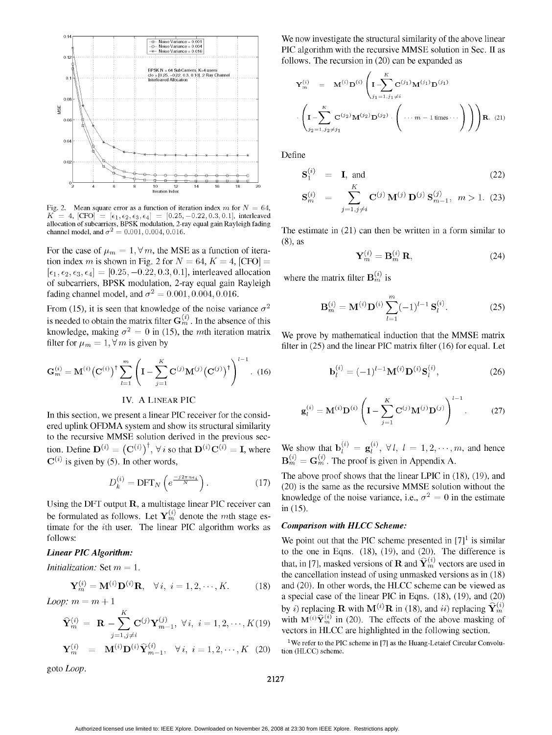Fig. 2. Mean square error as a function of iteration index $m$ for $N = 64$, $K = 4$, [CFO] $= [\epsilon_1, \epsilon_2, \epsilon_3, \epsilon_4] = [0.25, -0.22, 0.3, 0.1]$, interleaved allocation of subcarriers, BPSK modulation, 2-ray equal gain Rayleigh fading channel model, and $\sigma^2 = 0.001, 0.004, 0.016$.

For the case of $\mu_m = 1, \forall m$, the MSE as a function of iteration index $m$ is shown in Fig. 2 for $N = 64$, $K = 4$, [CFO] $= [\epsilon_1, \epsilon_2, \epsilon_3, \epsilon_4] = [0.25, -0.22, 0.3, 0.1]$, interleaved allocation of subcarriers, BPSK modulation, 2-ray equal gain Rayleigh fading channel model, and $\sigma^2 = 0.001, 0.004, 0.016$.

From (15), it is seen that knowledge of the noise variance $\sigma^2$ is needed to obtain the matrix filter $\mathbf{G}_m^{(i)}$. In the absence of this knowledge, making $\sigma^2 = 0$ in (15), the $m$th iteration matrix filter for $\mu_m = 1, \forall m$ is given by

$$\mathbf{G}_m^{(i)} = \mathbf{M}^{(i)}\left(\mathbf{C}^{(i)}\right)^\dagger \sum_{l=1}^{m} \left(\mathbf{I} - \sum_{j=1}^{K} \mathbf{C}^{(j)}\mathbf{M}^{(j)}\left(\mathbf{C}^{(j)}\right)^\dagger\right)^{l-1}. \quad (16)$$

## IV. A Linear PIC

In this section, we present a linear PIC receiver for the considered uplink OFDMA system and show its structural similarity to the recursive MMSE solution derived in the previous section. Define $\mathbf{D}^{(i)} = \left(\mathbf{C}^{(i)}\right)^\dagger, \forall i$ so that $\mathbf{D}^{(i)}\mathbf{C}^{(i)} = \mathbf{I}$, where $\mathbf{C}^{(i)}$ is given by (5). In other words,

$$D_k^{(i)} = \text{DFT}_N\left(e^{\frac{-j2\pi n\epsilon_i}{N}}\right). \quad (17)$$

Using the DFT output $\mathbf{R}$, a multistage linear PIC receiver can be formulated as follows. Let $\mathbf{Y}_m^{(i)}$ denote the $m$th stage estimate for the $i$th user. The linear PIC algorithm works as follows:

***Linear PIC Algorithm:***

*Initialization:* Set $m = 1$.

$$\mathbf{Y}_m^{(i)} = \mathbf{M}^{(i)}\mathbf{D}^{(i)}\mathbf{R}, \quad \forall i, \ i = 1, 2, \cdots, K. \quad (18)$$

*Loop:* $m = m + 1$

$$\widehat{\mathbf{Y}}_m^{(i)} = \mathbf{R} - \sum_{j=1, j\neq i}^{K} \mathbf{C}^{(j)}\mathbf{Y}_{m-1}^{(j)}, \ \forall i, \ i = 1, 2, \cdots, K \quad (19)$$

$$\mathbf{Y}_m^{(i)} = \mathbf{M}^{(i)}\mathbf{D}^{(i)}\widehat{\mathbf{Y}}_{m-1}^{(i)}, \quad \forall i, \ i = 1, 2, \cdots, K \quad (20)$$

goto *Loop*.

We now investigate the structural similarity of the above linear PIC algorithm with the recursive MMSE solution in Sec. II as follows. The recursion in (20) can be expanded as

$$\mathbf{Y}_m^{(i)} = \mathbf{M}^{(i)}\mathbf{D}^{(i)}\left(\mathbf{I} - \sum_{j_1=1, j_1\neq i}^{K} \mathbf{C}^{(j_1)}\mathbf{M}^{(j_1)}\mathbf{D}^{(j_1)} \cdot \left(\mathbf{I} - \sum_{j_2=1, j_2\neq j_1}^{K} \mathbf{C}^{(j_2)}\mathbf{M}^{(j_2)}\mathbf{D}^{(j_2)} \cdot \left(\cdots m-1 \text{ times} \cdots\right)\right)\right)\mathbf{R}. \quad (21)$$

Define

$$\mathbf{S}_1^{(i)} = \mathbf{I}, \text{ and} \quad (22)$$

$$\mathbf{S}_m^{(i)} = \sum_{j=1, j\neq i}^{K} \mathbf{C}^{(j)}\mathbf{M}^{(j)}\mathbf{D}^{(j)}\mathbf{S}_{m-1}^{(j)}, \quad m > 1. \quad (23)$$

The estimate in (21) can then be written in a form similar to (8), as

$$\mathbf{Y}_m^{(i)} = \mathbf{B}_m^{(i)}\mathbf{R}, \quad (24)$$

where the matrix filter $\mathbf{B}_m^{(i)}$ is

$$\mathbf{B}_m^{(i)} = \mathbf{M}^{(i)}\mathbf{D}^{(i)}\sum_{l=1}^{m}(-1)^{l-1}\mathbf{S}_l^{(i)}. \quad (25)$$

We prove by mathematical induction that the MMSE matrix filter in (25) and the linear PIC matrix filter (16) for equal. Let

$$\mathbf{b}_l^{(i)} = (-1)^{l-1}\mathbf{M}^{(i)}\mathbf{D}^{(i)}\mathbf{S}_l^{(i)}, \quad (26)$$

$$\mathbf{g}_l^{(i)} = \mathbf{M}^{(i)}\mathbf{D}^{(i)}\left(\mathbf{I} - \sum_{j=1}^{K}\mathbf{C}^{(j)}\mathbf{M}^{(j)}\mathbf{D}^{(j)}\right)^{l-1}. \quad (27)$$

We show that $\mathbf{b}_l^{(i)} = \mathbf{g}_l^{(i)}, \forall l, \ l = 1, 2, \cdots, m$, and hence $\mathbf{B}_m^{(i)} = \mathbf{G}_m^{(i)}$. The proof is given in Appendix A.

The above proof shows that the linear LPIC in (18), (19), and (20) is the same as the recursive MMSE solution without the knowledge of the noise variance, i.e., $\sigma^2 = 0$ in the estimate in (15).

***Comparison with HLCC Scheme:***

We point out that the PIC scheme presented in [7][1] is similar to the one in Eqns. (18), (19), and (20). The difference is that, in [7], masked versions of $\mathbf{R}$ and $\widehat{\mathbf{Y}}_m^{(i)}$ vectors are used in the cancellation instead of using unmasked versions as in (18) and (20). In other words, the HLCC scheme can be viewed as a special case of the linear PIC in Eqns. (18), (19), and (20) by *i)* replacing $\mathbf{R}$ with $\mathbf{M}^{(i)}\mathbf{R}$ in (18), and *ii)* replacing $\widehat{\mathbf{Y}}_m^{(i)}$ with $\mathbf{M}^{(i)}\widehat{\mathbf{Y}}_m^{(i)}$ in (20). The effects of the above masking of vectors in HLCC are highlighted in the following section.

[1] We refer to the PIC scheme in [7] as the Huang-Letaief Circular Convolution (HLCC) scheme.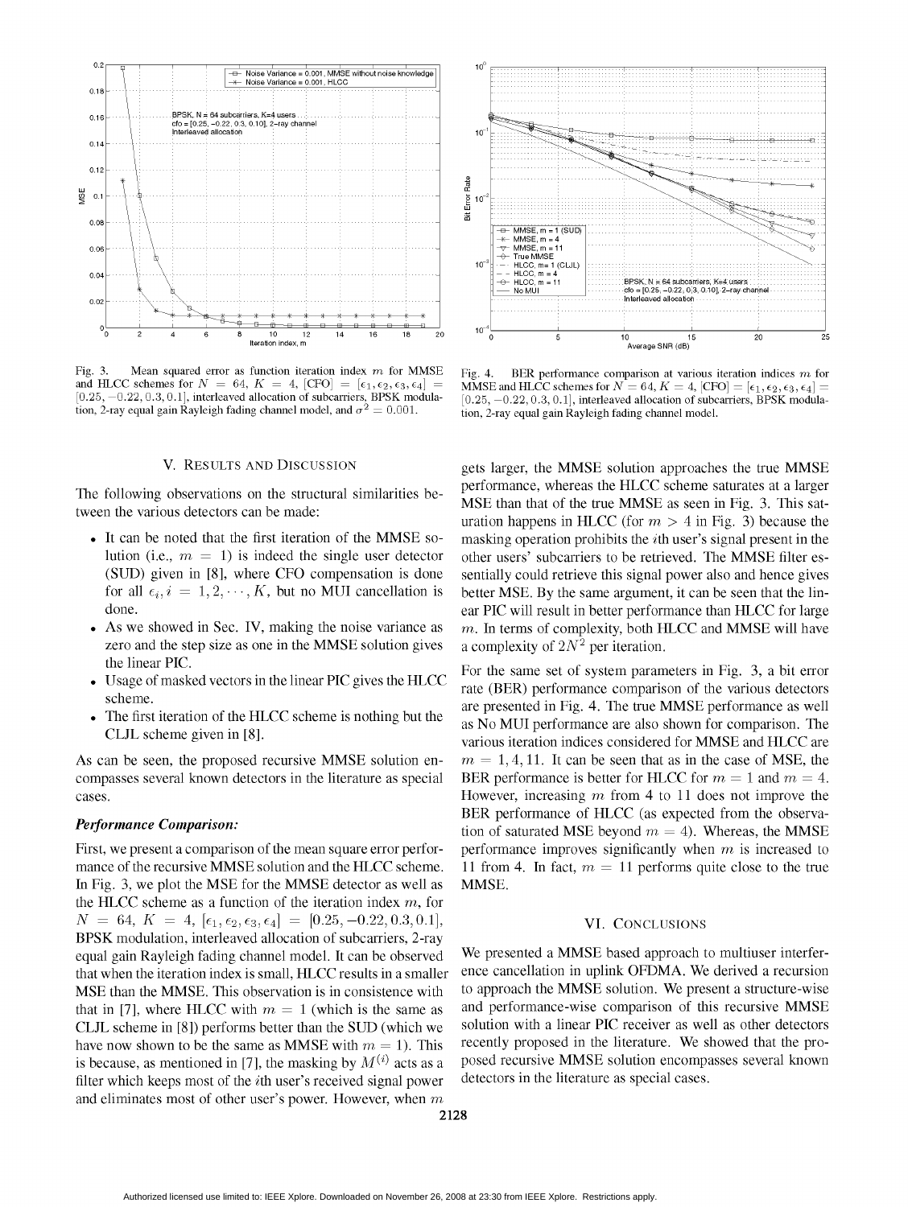Fig. 3. Mean squared error as function iteration index $m$ for MMSE and HLCC schemes for $N = 64$, $K = 4$, $[\text{CFO}] = [\epsilon_1, \epsilon_2, \epsilon_3, \epsilon_4] = [0.25, -0.22, 0.3, 0.1]$, interleaved allocation of subcarriers, BPSK modulation, 2-ray equal gain Rayleigh fading channel model, and $\sigma^2 = 0.001$.

Fig. 4. BER performance comparison at various iteration indices $m$ for MMSE and HLCC schemes for $N = 64$, $K = 4$, $[\text{CFO}] = [\epsilon_1, \epsilon_2, \epsilon_3, \epsilon_4] = [0.25, -0.22, 0.3, 0.1]$, interleaved allocation of subcarriers, BPSK modulation, 2-ray equal gain Rayleigh fading channel model.

## V. Results and Discussion

The following observations on the structural similarities between the various detectors can be made:

- It can be noted that the first iteration of the MMSE solution (i.e., $m = 1$) is indeed the single user detector (SUD) given in [8], where CFO compensation is done for all $\epsilon_i, i = 1, 2, \cdots, K$, but no MUI cancellation is done.
- As we showed in Sec. IV, making the noise variance as zero and the step size as one in the MMSE solution gives the linear PIC.
- Usage of masked vectors in the linear PIC gives the HLCC scheme.
- The first iteration of the HLCC scheme is nothing but the CLJL scheme given in [8].

As can be seen, the proposed recursive MMSE solution encompasses several known detectors in the literature as special cases.

### *Performance Comparison:*

First, we present a comparison of the mean square error performance of the recursive MMSE solution and the HLCC scheme. In Fig. 3, we plot the MSE for the MMSE detector as well as the HLCC scheme as a function of the iteration index $m$, for $N = 64$, $K = 4$, $[\epsilon_1, \epsilon_2, \epsilon_3, \epsilon_4] = [0.25, -0.22, 0.3, 0.1]$, BPSK modulation, interleaved allocation of subcarriers, 2-ray equal gain Rayleigh fading channel model. It can be observed that when the iteration index is small, HLCC results in a smaller MSE than the MMSE. This observation is in consistence with that in [7], where HLCC with $m = 1$ (which is the same as CLJL scheme in [8]) performs better than the SUD (which we have now shown to be the same as MMSE with $m = 1$). This is because, as mentioned in [7], the masking by $M^{(i)}$ acts as a filter which keeps most of the $i$th user's received signal power and eliminates most of other user's power. However, when $m$ gets larger, the MMSE solution approaches the true MMSE performance, whereas the HLCC scheme saturates at a larger MSE than that of the true MMSE as seen in Fig. 3. This saturation happens in HLCC (for $m > 4$ in Fig. 3) because the masking operation prohibits the $i$th user's signal present in the other users' subcarriers to be retrieved. The MMSE filter essentially could retrieve this signal power also and hence gives better MSE. By the same argument, it can be seen that the linear PIC will result in better performance than HLCC for large $m$. In terms of complexity, both HLCC and MMSE will have a complexity of $2N^2$ per iteration.

For the same set of system parameters in Fig. 3, a bit error rate (BER) performance comparison of the various detectors are presented in Fig. 4. The true MMSE performance as well as No MUI performance are also shown for comparison. The various iteration indices considered for MMSE and HLCC are $m = 1, 4, 11$. It can be seen that as in the case of MSE, the BER performance is better for HLCC for $m = 1$ and $m = 4$. However, increasing $m$ from 4 to 11 does not improve the BER performance of HLCC (as expected from the observation of saturated MSE beyond $m = 4$). Whereas, the MMSE performance improves significantly when $m$ is increased to 11 from 4. In fact, $m = 11$ performs quite close to the true MMSE.

## VI. Conclusions

We presented a MMSE based approach to multiuser interference cancellation in uplink OFDMA. We derived a recursion to approach the MMSE solution. We present a structure-wise and performance-wise comparison of this recursive MMSE solution with a linear PIC receiver as well as other detectors recently proposed in the literature. We showed that the proposed recursive MMSE solution encompasses several known detectors in the literature as special cases.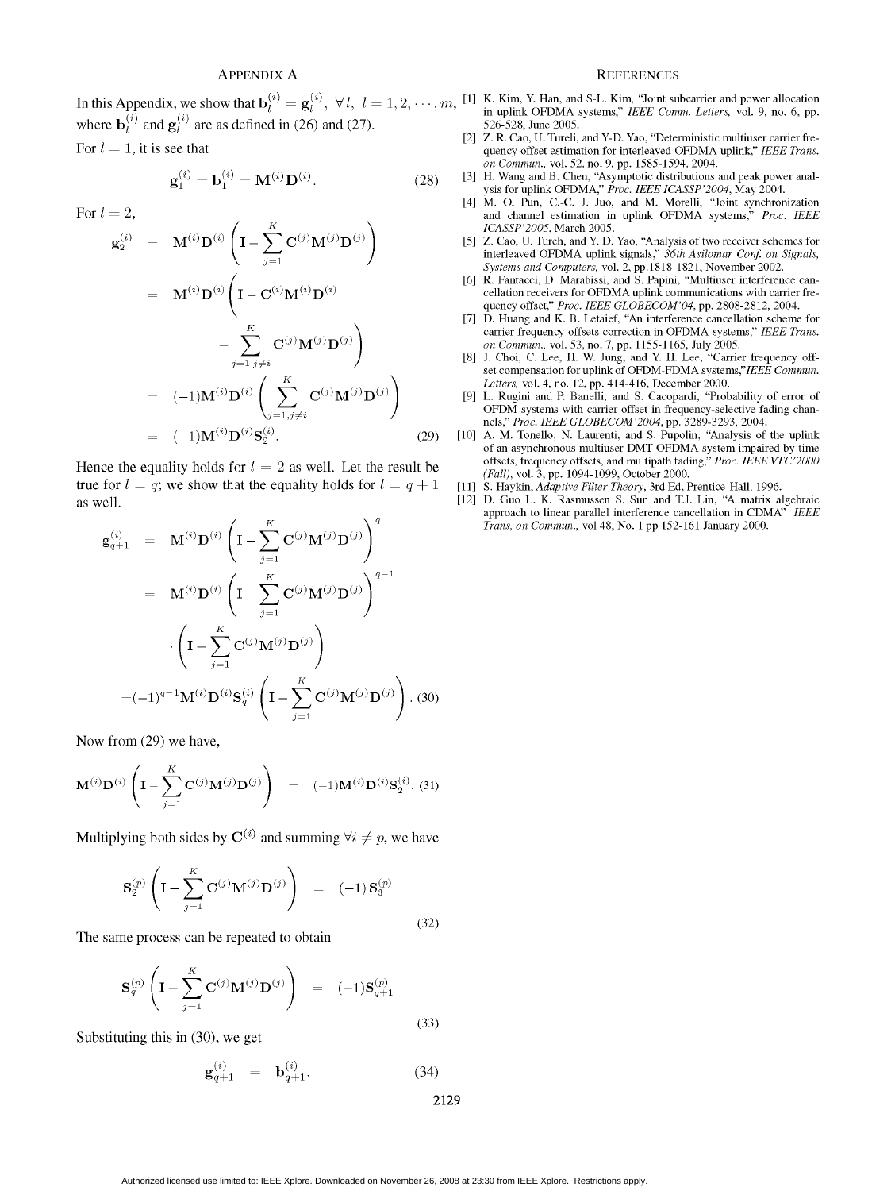## Appendix A

In this Appendix, we show that $\mathbf{b}_l^{(i)} = \mathbf{g}_l^{(i)},\ \forall l,\ l = 1, 2, \cdots, m,$ where $\mathbf{b}_l^{(i)}$ and $\mathbf{g}_l^{(i)}$ are as defined in (26) and (27).

For $l = 1$, it is see that

$$\mathbf{g}_1^{(i)} = \mathbf{b}_1^{(i)} = \mathbf{M}^{(i)}\mathbf{D}^{(i)}. \tag{28}$$

For $l = 2$,

$$\begin{aligned}
\mathbf{g}_2^{(i)} &= \mathbf{M}^{(i)}\mathbf{D}^{(i)}\left(\mathbf{I} - \sum_{j=1}^{K}\mathbf{C}^{(j)}\mathbf{M}^{(j)}\mathbf{D}^{(j)}\right) \\
&= \mathbf{M}^{(i)}\mathbf{D}^{(i)}\Bigg(\mathbf{I} - \mathbf{C}^{(i)}\mathbf{M}^{(i)}\mathbf{D}^{(i)} \\
&\qquad - \sum_{j=1, j\neq i}^{K}\mathbf{C}^{(j)}\mathbf{M}^{(j)}\mathbf{D}^{(j)}\Bigg) \\
&= (-1)\mathbf{M}^{(i)}\mathbf{D}^{(i)}\left(\sum_{j=1, j\neq i}^{K}\mathbf{C}^{(j)}\mathbf{M}^{(j)}\mathbf{D}^{(j)}\right) \\
&= (-1)\mathbf{M}^{(i)}\mathbf{D}^{(i)}\mathbf{S}_2^{(i)}.
\end{aligned} \tag{29}$$

Hence the equality holds for $l = 2$ as well. Let the result be true for $l = q$; we show that the equality holds for $l = q + 1$ as well.

$$\begin{aligned}
\mathbf{g}_{q+1}^{(i)} &= \mathbf{M}^{(i)}\mathbf{D}^{(i)}\left(\mathbf{I} - \sum_{j=1}^{K}\mathbf{C}^{(j)}\mathbf{M}^{(j)}\mathbf{D}^{(j)}\right)^{q} \\
&= \mathbf{M}^{(i)}\mathbf{D}^{(i)}\left(\mathbf{I} - \sum_{j=1}^{K}\mathbf{C}^{(j)}\mathbf{M}^{(j)}\mathbf{D}^{(j)}\right)^{q-1} \\
&\quad \cdot \left(\mathbf{I} - \sum_{j=1}^{K}\mathbf{C}^{(j)}\mathbf{M}^{(j)}\mathbf{D}^{(j)}\right) \\
&= (-1)^{q-1}\mathbf{M}^{(i)}\mathbf{D}^{(i)}\mathbf{S}_q^{(i)}\left(\mathbf{I} - \sum_{j=1}^{K}\mathbf{C}^{(j)}\mathbf{M}^{(j)}\mathbf{D}^{(j)}\right).
\end{aligned} \tag{30}$$

Now from (29) we have,

$$\mathbf{M}^{(i)}\mathbf{D}^{(i)}\left(\mathbf{I} - \sum_{j=1}^{K}\mathbf{C}^{(j)}\mathbf{M}^{(j)}\mathbf{D}^{(j)}\right) = (-1)\mathbf{M}^{(i)}\mathbf{D}^{(i)}\mathbf{S}_2^{(i)}. \tag{31}$$

Multiplying both sides by $\mathbf{C}^{(i)}$ and summing $\forall i \neq p$, we have

$$\mathbf{S}_2^{(p)}\left(\mathbf{I} - \sum_{j=1}^{K}\mathbf{C}^{(j)}\mathbf{M}^{(j)}\mathbf{D}^{(j)}\right) = (-1)\,\mathbf{S}_3^{(p)} \tag{32}$$

The same process can be repeated to obtain

$$\mathbf{S}_q^{(p)}\left(\mathbf{I} - \sum_{j=1}^{K}\mathbf{C}^{(j)}\mathbf{M}^{(j)}\mathbf{D}^{(j)}\right) = (-1)\mathbf{S}_{q+1}^{(p)} \tag{33}$$

Substituting this in (30), we get

$$\mathbf{g}_{q+1}^{(i)} = \mathbf{b}_{q+1}^{(i)}. \tag{34}$$

## References

[1] K. Kim, Y. Han, and S-L. Kim, "Joint subcarrier and power allocation in uplink OFDMA systems," *IEEE Comm. Letters*, vol. 9, no. 6, pp. 526-528, June 2005.

[2] Z. R. Cao, U. Tureli, and Y-D. Yao, "Deterministic multiuser carrier frequency offset estimation for interleaved OFDMA uplink," *IEEE Trans. on Commun.*, vol. 52, no. 9, pp. 1585-1594, 2004.

[3] H. Wang and B. Chen, "Asymptotic distributions and peak power analysis for uplink OFDMA," *Proc. IEEE ICASSP'2004*, May 2004.

[4] M. O. Pun, C.-C. J. Juo, and M. Morelli, "Joint synchronization and channel estimation in uplink OFDMA systems," *Proc. IEEE ICASSP'2005*, March 2005.

[5] Z. Cao, U. Tureli, and Y. D. Yao, "Analysis of two receiver schemes for interleaved OFDMA uplink signals," *36th Asilomar Conf. on Signals, Systems and Computers*, vol. 2, pp.1818-1821, November 2002.

[6] R. Fantacci, D. Marabissi, and S. Papini, "Multiuser interference cancellation receivers for OFDMA uplink communications with carrier frequency offset," *Proc. IEEE GLOBECOM'04*, pp. 2808-2812, 2004.

[7] D. Huang and K. B. Letaief, "An interference cancellation scheme for carrier frequency offsets correction in OFDMA systems," *IEEE Trans. on Commun.*, vol. 53, no. 7, pp. 1155-1165, July 2005.

[8] J. Choi, C. Lee, H. W. Jung, and Y. H. Lee, "Carrier frequency offset compensation for uplink of OFDM-FDMA systems,"*IEEE Commun. Letters*, vol. 4, no. 12, pp. 414-416, December 2000.

[9] L. Rugini and P. Banelli, and S. Cacopardi, "Probability of error of OFDM systems with carrier offset in frequency-selective fading channels," *Proc. IEEE GLOBECOM'2004*, pp. 3289-3293, 2004.

[10] A. M. Tonello, N. Laurenti, and S. Pupolin, "Analysis of the uplink of an asynchronous multiuser DMT OFDMA system impaired by time offsets, frequency offsets, and multipath fading," *Proc. IEEE VTC'2000 (Fall)*, vol. 3, pp. 1094-1099, October 2000.

[11] S. Haykin, *Adaptive Filter Theory*, 3rd Ed, Prentice-Hall, 1996.

[12] D. Guo L. K. Rasmussen S. Sun and T.J. Lin, "A matrix algebraic approach to linear parallel interference cancellation in CDMA" *IEEE Trans, on Commun.*, vol 48, No. 1 pp 152-161 January 2000.